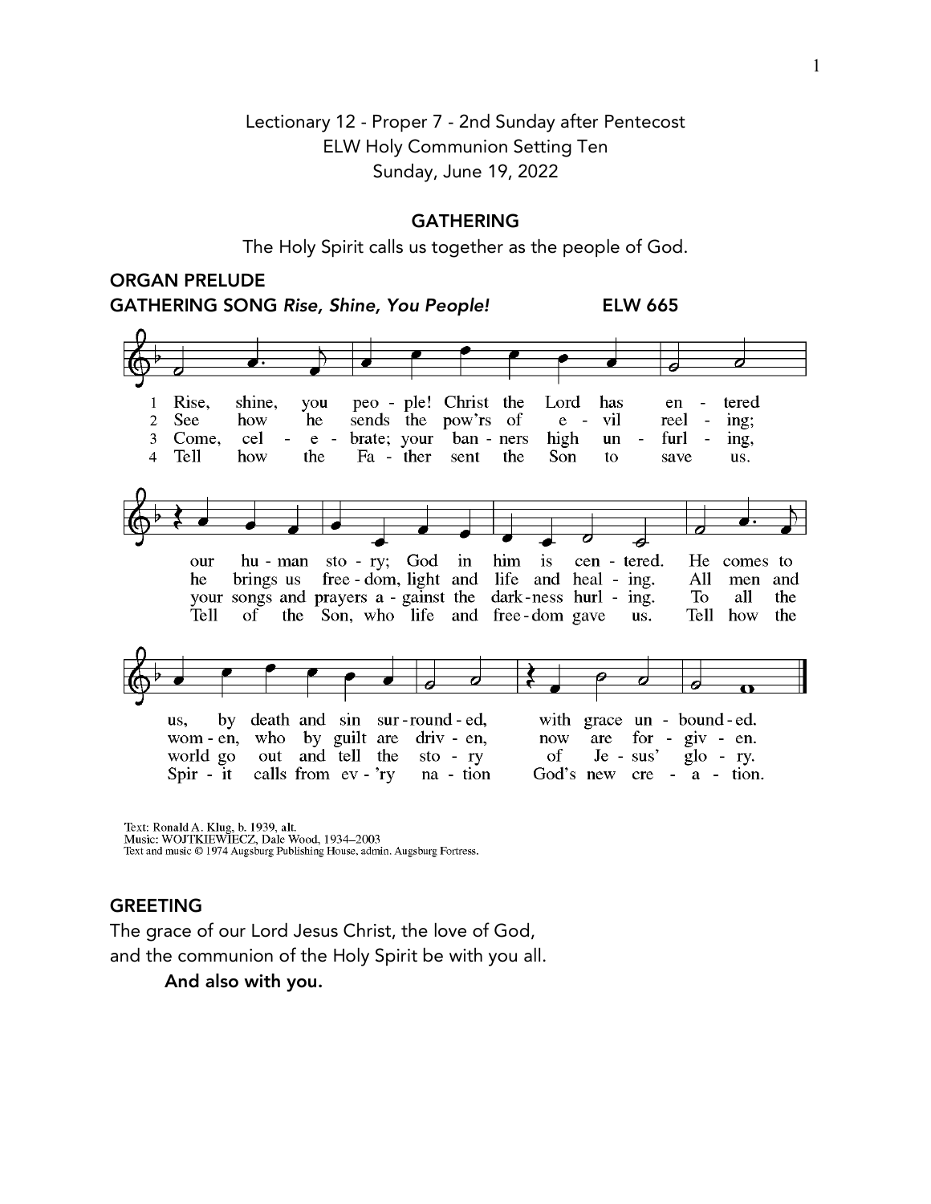Lectionary 12 - Proper 7 - 2nd Sunday after Pentecost
ELW Holy Communion Setting Ten
Sunday, June 19, 2022

## GATHERING

The Holy Spirit calls us together as the people of God.

**ORGAN PRELUDE**

**GATHERING SONG** ***Rise, Shine, You People!*** **ELW 665**

1 Rise, shine, you people! Christ the Lord has entered our human story; God in him is centered. He comes to us, by death and sin surrounded, with grace unbounded.

2 See how he sends the pow'rs of evil reeling; he brings us freedom, light and life and healing. All men and women, who by guilt are driven, now are forgiven.

3 Come, celebrate; your banners high unfurling, your songs and prayers against the darkness hurling. To all the world go out and tell the story of Jesus' glory.

4 Tell how the Father sent the Son to save us. Tell of the Son, who life and freedom gave us. Tell how the Spirit calls from ev'ry nation God's new creation.

Text: Ronald A. Klug, b. 1939, alt.
Music: WOJTKIEWIECZ, Dale Wood, 1934–2003
Text and music © 1974 Augsburg Publishing House, admin. Augsburg Fortress.

**GREETING**

The grace of our Lord Jesus Christ, the love of God,
and the communion of the Holy Spirit be with you all.

**And also with you.**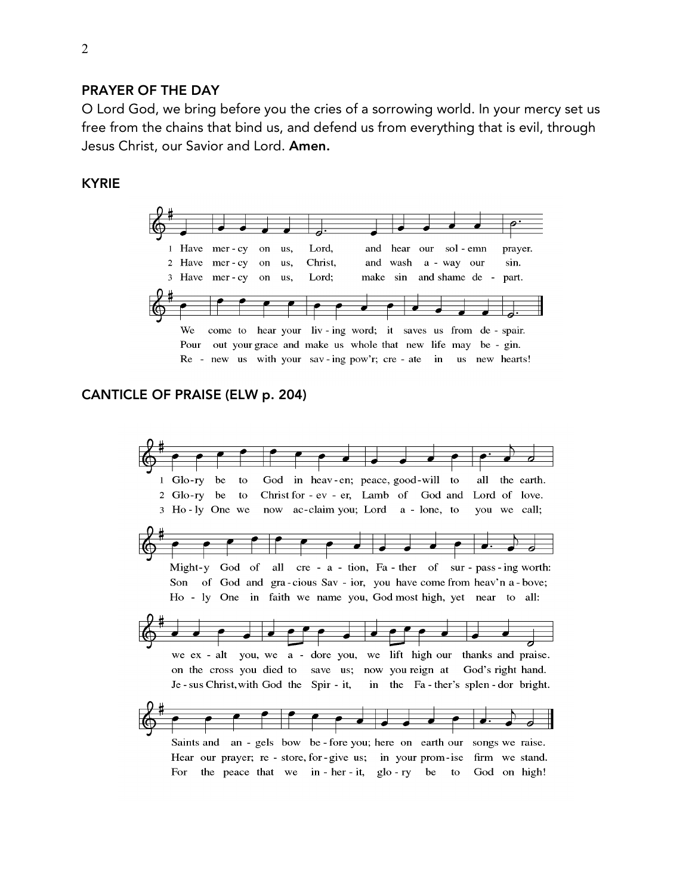## PRAYER OF THE DAY

O Lord God, we bring before you the cries of a sorrowing world. In your mercy set us free from the chains that bind us, and defend us from everything that is evil, through Jesus Christ, our Savior and Lord. **Amen.**

## KYRIE

1 Have mer - cy on us, Lord, and hear our sol - emn prayer.
We come to hear your liv - ing word; it saves us from de - spair.

2 Have mer - cy on us, Christ, and wash a - way our sin.
Pour out your grace and make us whole that new life may be - gin.

3 Have mer - cy on us, Lord; make sin and shame de - part.
Re - new us with your sav - ing pow'r; cre - ate in us new hearts!

## CANTICLE OF PRAISE (ELW p. 204)

1 Glo-ry be to God in heav-en; peace, good-will to all the earth.
Might-y God of all cre - a - tion, Fa - ther of sur - pass - ing worth:
we ex - alt you, we a - dore you, we lift high our thanks and praise.
Saints and an - gels bow be - fore you; here on earth our songs we raise.

2 Glo-ry be to Christ for - ev - er, Lamb of God and Lord of love.
Son of God and gra - cious Sav - ior, you have come from heav'n a - bove;
on the cross you died to save us; now you reign at God's right hand.
Hear our prayer; re - store, for - give us; in your prom - ise firm we stand.

3 Ho - ly One we now ac-claim you; Lord a - lone, to you we call;
Ho - ly One in faith we name you, God most high, yet near to all:
Je - sus Christ, with God the Spir - it, in the Fa - ther's splen - dor bright.
For the peace that we in - her - it, glo - ry be to God on high!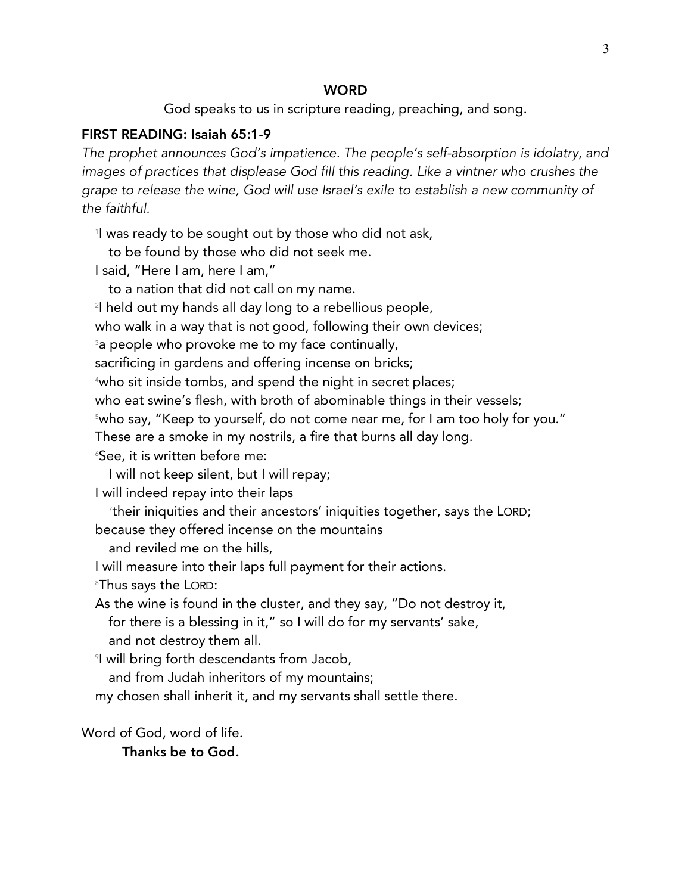## WORD

God speaks to us in scripture reading, preaching, and song.

### FIRST READING: Isaiah 65:1-9

*The prophet announces God's impatience. The people's self-absorption is idolatry, and images of practices that displease God fill this reading. Like a vintner who crushes the grape to release the wine, God will use Israel's exile to establish a new community of the faithful.*

[1]I was ready to be sought out by those who did not ask,
to be found by those who did not seek me.
I said, "Here I am, here I am,"
to a nation that did not call on my name.
[2]I held out my hands all day long to a rebellious people,
who walk in a way that is not good, following their own devices;
[3]a people who provoke me to my face continually,
sacrificing in gardens and offering incense on bricks;
[4]who sit inside tombs, and spend the night in secret places;
who eat swine's flesh, with broth of abominable things in their vessels;
[5]who say, "Keep to yourself, do not come near me, for I am too holy for you."
These are a smoke in my nostrils, a fire that burns all day long.
[6]See, it is written before me:
I will not keep silent, but I will repay;
I will indeed repay into their laps
[7]their iniquities and their ancestors' iniquities together, says the LORD;
because they offered incense on the mountains
and reviled me on the hills,
I will measure into their laps full payment for their actions.
[8]Thus says the LORD:
As the wine is found in the cluster, and they say, "Do not destroy it,
for there is a blessing in it," so I will do for my servants' sake,
and not destroy them all.
[9]I will bring forth descendants from Jacob,
and from Judah inheritors of my mountains;
my chosen shall inherit it, and my servants shall settle there.

Word of God, word of life.
**Thanks be to God.**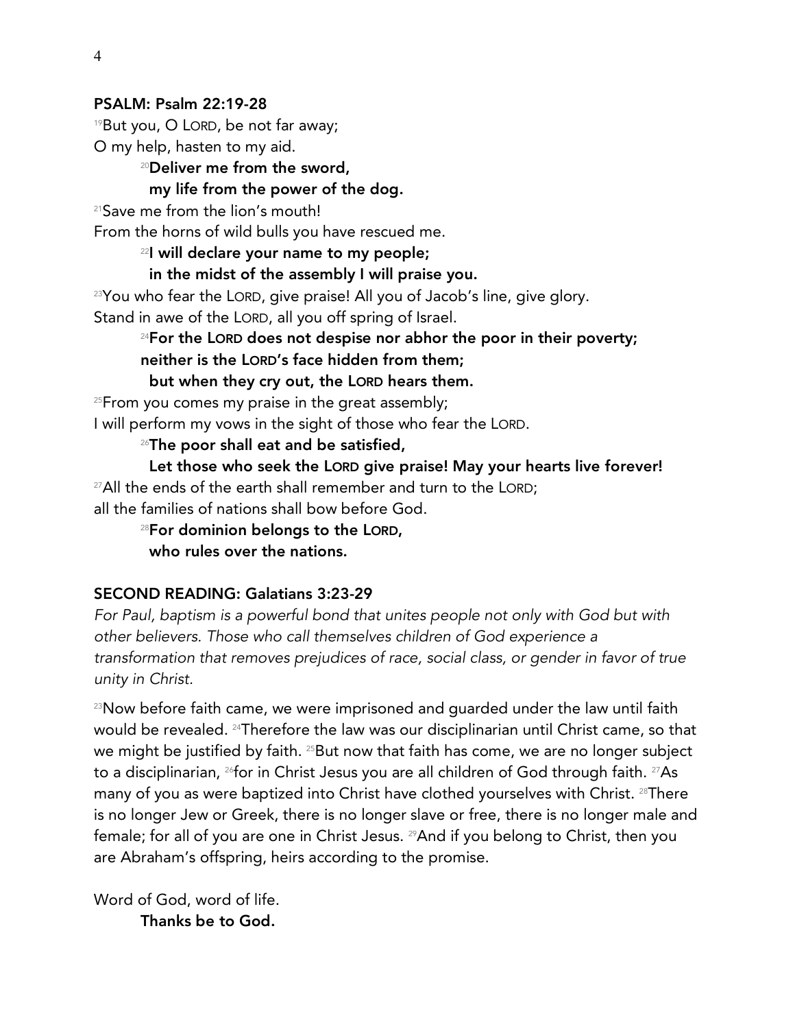## PSALM: Psalm 22:19-28

[19]But you, O LORD, be not far away;
O my help, hasten to my aid.

**[20]Deliver me from the sword,**
**my life from the power of the dog.**

[21]Save me from the lion's mouth!
From the horns of wild bulls you have rescued me.

**[22]I will declare your name to my people;**
**in the midst of the assembly I will praise you.**

[23]You who fear the LORD, give praise! All you of Jacob's line, give glory.
Stand in awe of the LORD, all you off spring of Israel.

**[24]For the LORD does not despise nor abhor the poor in their poverty;**
**neither is the LORD's face hidden from them;**
**but when they cry out, the LORD hears them.**

[25]From you comes my praise in the great assembly;
I will perform my vows in the sight of those who fear the LORD.

**[26]The poor shall eat and be satisfied,**
**Let those who seek the LORD give praise! May your hearts live forever!**

[27]All the ends of the earth shall remember and turn to the LORD;
all the families of nations shall bow before God.

**[28]For dominion belongs to the LORD,**
**who rules over the nations.**

## SECOND READING: Galatians 3:23-29

*For Paul, baptism is a powerful bond that unites people not only with God but with other believers. Those who call themselves children of God experience a transformation that removes prejudices of race, social class, or gender in favor of true unity in Christ.*

[23]Now before faith came, we were imprisoned and guarded under the law until faith would be revealed. [24]Therefore the law was our disciplinarian until Christ came, so that we might be justified by faith. [25]But now that faith has come, we are no longer subject to a disciplinarian, [26]for in Christ Jesus you are all children of God through faith. [27]As many of you as were baptized into Christ have clothed yourselves with Christ. [28]There is no longer Jew or Greek, there is no longer slave or free, there is no longer male and female; for all of you are one in Christ Jesus. [29]And if you belong to Christ, then you are Abraham's offspring, heirs according to the promise.

Word of God, word of life.
**Thanks be to God.**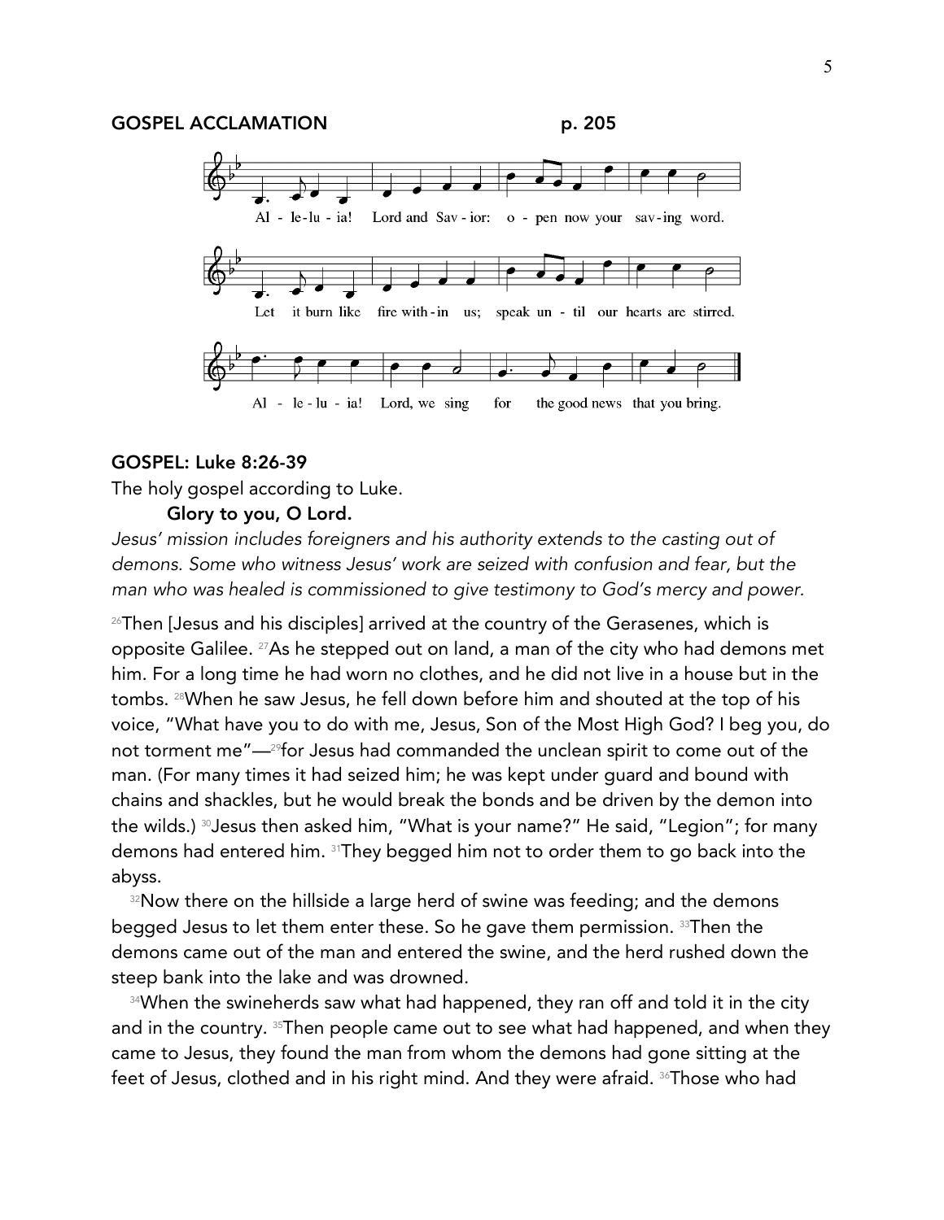## GOSPEL ACCLAMATION p. 205

Al - le-lu - ia! Lord and Sav - ior: o - pen now your sav-ing word.

Let it burn like fire with - in us; speak un - til our hearts are stirred.

Al - le - lu - ia! Lord, we sing for the good news that you bring.

## GOSPEL: Luke 8:26-39

The holy gospel according to Luke.

**Glory to you, O Lord.**

*Jesus' mission includes foreigners and his authority extends to the casting out of demons. Some who witness Jesus' work are seized with confusion and fear, but the man who was healed is commissioned to give testimony to God's mercy and power.*

[26]Then [Jesus and his disciples] arrived at the country of the Gerasenes, which is opposite Galilee. [27]As he stepped out on land, a man of the city who had demons met him. For a long time he had worn no clothes, and he did not live in a house but in the tombs. [28]When he saw Jesus, he fell down before him and shouted at the top of his voice, "What have you to do with me, Jesus, Son of the Most High God? I beg you, do not torment me"—[29]for Jesus had commanded the unclean spirit to come out of the man. (For many times it had seized him; he was kept under guard and bound with chains and shackles, but he would break the bonds and be driven by the demon into the wilds.) [30]Jesus then asked him, "What is your name?" He said, "Legion"; for many demons had entered him. [31]They begged him not to order them to go back into the abyss.

[32]Now there on the hillside a large herd of swine was feeding; and the demons begged Jesus to let them enter these. So he gave them permission. [33]Then the demons came out of the man and entered the swine, and the herd rushed down the steep bank into the lake and was drowned.

[34]When the swineherds saw what had happened, they ran off and told it in the city and in the country. [35]Then people came out to see what had happened, and when they came to Jesus, they found the man from whom the demons had gone sitting at the feet of Jesus, clothed and in his right mind. And they were afraid. [36]Those who had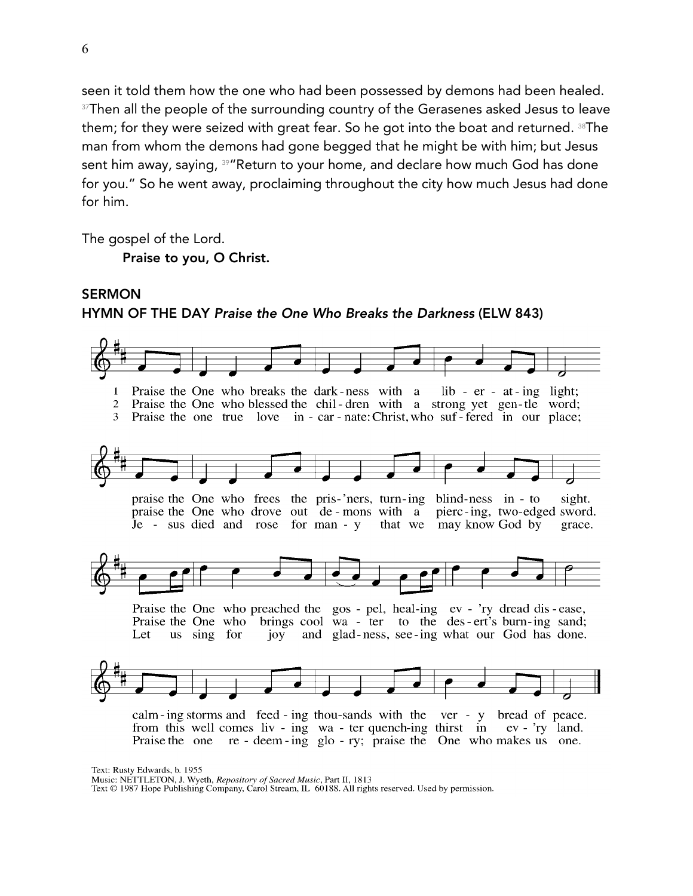seen it told them how the one who had been possessed by demons had been healed. [37]Then all the people of the surrounding country of the Gerasenes asked Jesus to leave them; for they were seized with great fear. So he got into the boat and returned. [38]The man from whom the demons had gone begged that he might be with him; but Jesus sent him away, saying, [39]"Return to your home, and declare how much God has done for you." So he went away, proclaiming throughout the city how much Jesus had done for him.

The gospel of the Lord.

**Praise to you, O Christ.**

## SERMON

## HYMN OF THE DAY *Praise the One Who Breaks the Darkness* (ELW 843)

1 Praise the One who breaks the darkness with a liberating light;
praise the One who frees the pris'ners, turning blindness into sight.
Praise the One who preached the gospel, healing ev'ry dread disease,
calming storms and feeding thousands with the very bread of peace.

2 Praise the One who blessed the children with a strong yet gentle word;
praise the One who drove out demons with a piercing, two-edged sword.
Praise the One who brings cool water to the desert's burning sand;
from this well comes living water quenching thirst in ev'ry land.

3 Praise the one true love incarnate: Christ, who suffered in our place;
Jesus died and rose for many that we may know God by grace.
Let us sing for joy and gladness, seeing what our God has done.
Praise the one redeeming glory; praise the One who makes us one.

Text: Rusty Edwards, b. 1955
Music: NETTLETON, J. Wyeth, *Repository of Sacred Music*, Part II, 1813
Text © 1987 Hope Publishing Company, Carol Stream, IL 60188. All rights reserved. Used by permission.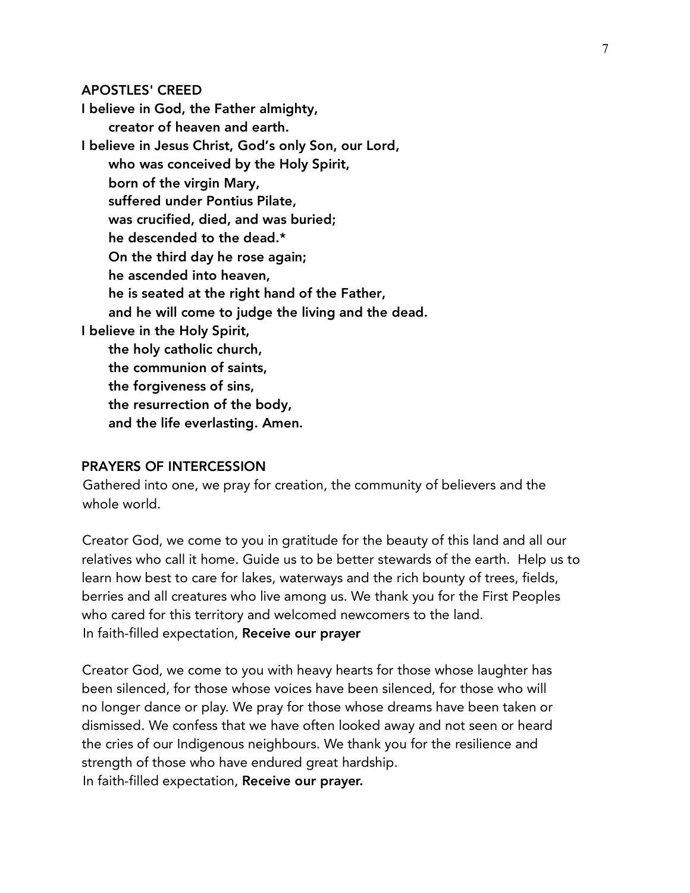## APOSTLES' CREED

**I believe in God, the Father almighty,**
**creator of heaven and earth.**
**I believe in Jesus Christ, God's only Son, our Lord,**
**who was conceived by the Holy Spirit,**
**born of the virgin Mary,**
**suffered under Pontius Pilate,**
**was crucified, died, and was buried;**
**he descended to the dead.***
**On the third day he rose again;**
**he ascended into heaven,**
**he is seated at the right hand of the Father,**
**and he will come to judge the living and the dead.**
**I believe in the Holy Spirit,**
**the holy catholic church,**
**the communion of saints,**
**the forgiveness of sins,**
**the resurrection of the body,**
**and the life everlasting. Amen.**

## PRAYERS OF INTERCESSION

Gathered into one, we pray for creation, the community of believers and the whole world.

Creator God, we come to you in gratitude for the beauty of this land and all our relatives who call it home. Guide us to be better stewards of the earth. Help us to learn how best to care for lakes, waterways and the rich bounty of trees, fields, berries and all creatures who live among us. We thank you for the First Peoples who cared for this territory and welcomed newcomers to the land.
In faith-filled expectation, **Receive our prayer**

Creator God, we come to you with heavy hearts for those whose laughter has been silenced, for those whose voices have been silenced, for those who will no longer dance or play. We pray for those whose dreams have been taken or dismissed. We confess that we have often looked away and not seen or heard the cries of our Indigenous neighbours. We thank you for the resilience and strength of those who have endured great hardship.
In faith-filled expectation, **Receive our prayer.**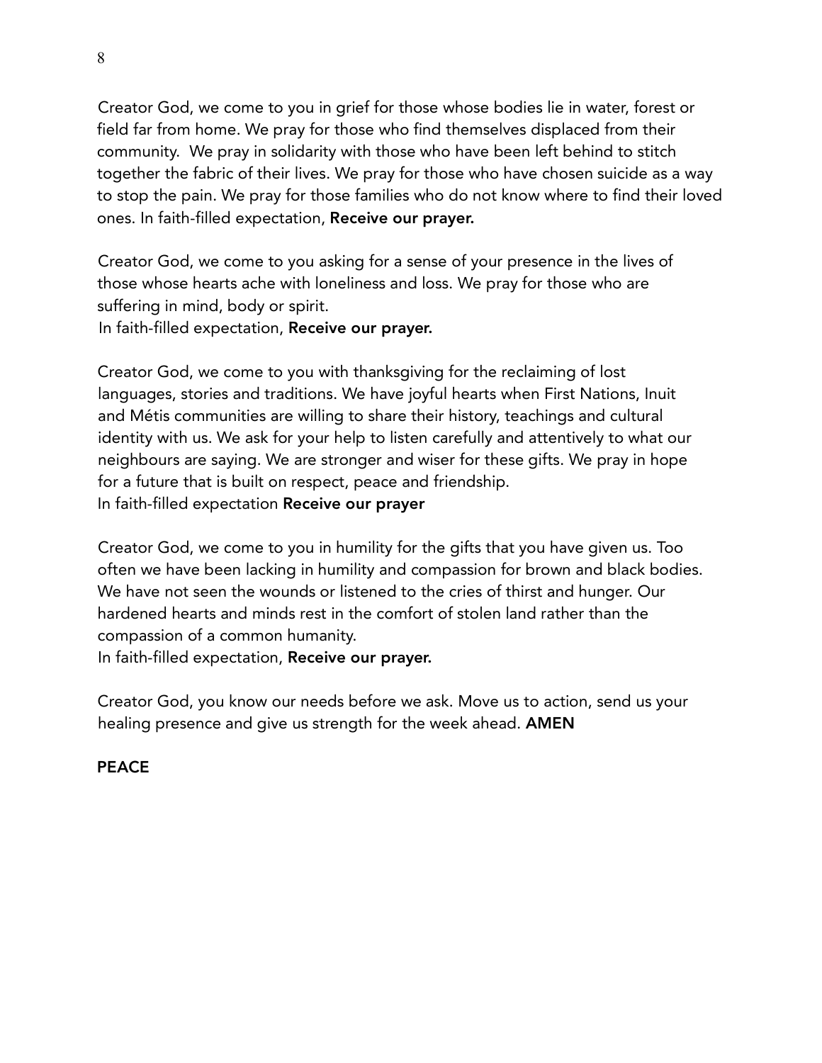Creator God, we come to you in grief for those whose bodies lie in water, forest or field far from home. We pray for those who find themselves displaced from their community. We pray in solidarity with those who have been left behind to stitch together the fabric of their lives. We pray for those who have chosen suicide as a way to stop the pain. We pray for those families who do not know where to find their loved ones. In faith-filled expectation, **Receive our prayer.**

Creator God, we come to you asking for a sense of your presence in the lives of those whose hearts ache with loneliness and loss. We pray for those who are suffering in mind, body or spirit.
In faith-filled expectation, **Receive our prayer.**

Creator God, we come to you with thanksgiving for the reclaiming of lost languages, stories and traditions. We have joyful hearts when First Nations, Inuit and Métis communities are willing to share their history, teachings and cultural identity with us. We ask for your help to listen carefully and attentively to what our neighbours are saying. We are stronger and wiser for these gifts. We pray in hope for a future that is built on respect, peace and friendship.
In faith-filled expectation **Receive our prayer**

Creator God, we come to you in humility for the gifts that you have given us. Too often we have been lacking in humility and compassion for brown and black bodies. We have not seen the wounds or listened to the cries of thirst and hunger. Our hardened hearts and minds rest in the comfort of stolen land rather than the compassion of a common humanity.
In faith-filled expectation, **Receive our prayer.**

Creator God, you know our needs before we ask. Move us to action, send us your healing presence and give us strength for the week ahead. **AMEN**

**PEACE**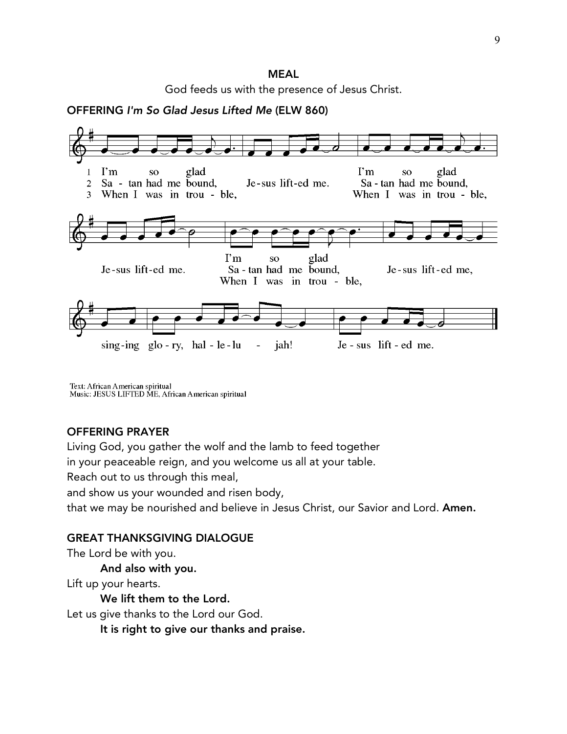## MEAL

God feeds us with the presence of Jesus Christ.

**OFFERING** ***I'm So Glad Jesus Lifted Me*** **(ELW 860)**

1 I'm so glad Jesus lifted me. I'm so glad Jesus lifted me. I'm so glad Jesus lifted me, singing glory, hallelujah! Jesus lifted me.

2 Satan had me bound, Jesus lifted me. Satan had me bound, Jesus lifted me. Satan had me bound, Jesus lifted me, singing glory, hallelujah! Jesus lifted me.

3 When I was in trouble, Jesus lifted me. When I was in trouble, Jesus lifted me. When I was in trouble, Jesus lifted me, singing glory, hallelujah! Jesus lifted me.

Text: African American spiritual
Music: JESUS LIFTED ME, African American spiritual

### OFFERING PRAYER

Living God, you gather the wolf and the lamb to feed together
in your peaceable reign, and you welcome us all at your table.
Reach out to us through this meal,
and show us your wounded and risen body,
that we may be nourished and believe in Jesus Christ, our Savior and Lord. **Amen.**

### GREAT THANKSGIVING DIALOGUE

The Lord be with you.

**And also with you.**

Lift up your hearts.

**We lift them to the Lord.**

Let us give thanks to the Lord our God.

**It is right to give our thanks and praise.**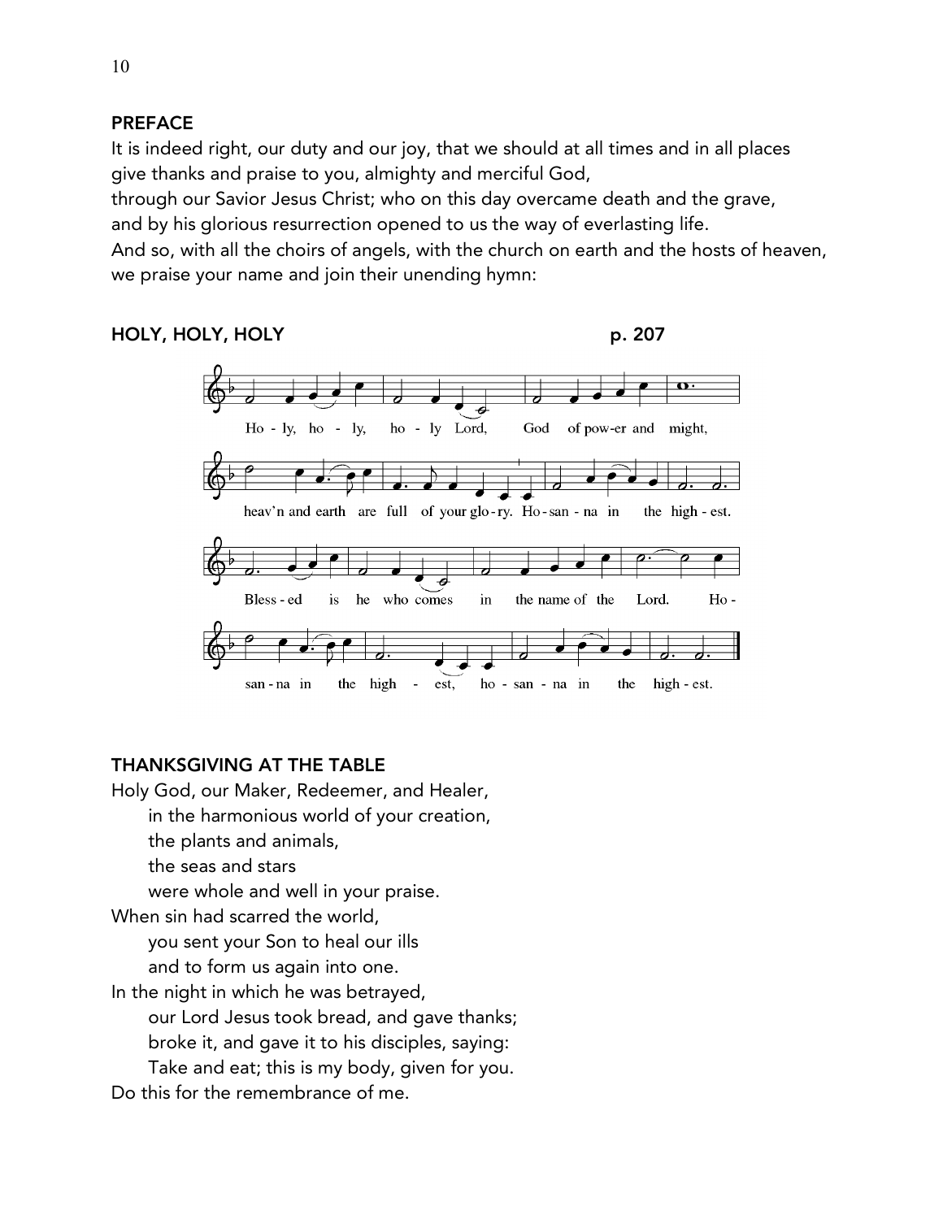## PREFACE

It is indeed right, our duty and our joy, that we should at all times and in all places give thanks and praise to you, almighty and merciful God,
through our Savior Jesus Christ; who on this day overcame death and the grave,
and by his glorious resurrection opened to us the way of everlasting life.
And so, with all the choirs of angels, with the church on earth and the hosts of heaven,
we praise your name and join their unending hymn:

## HOLY, HOLY, HOLY p. 207

Holy, holy, holy Lord, God of power and might,
heav'n and earth are full of your glory. Hosanna in the highest.
Blessed is he who comes in the name of the Lord. Hosanna in the highest, hosanna in the highest.

## THANKSGIVING AT THE TABLE

Holy God, our Maker, Redeemer, and Healer,
in the harmonious world of your creation,
the plants and animals,
the seas and stars
were whole and well in your praise.
When sin had scarred the world,
you sent your Son to heal our ills
and to form us again into one.
In the night in which he was betrayed,
our Lord Jesus took bread, and gave thanks;
broke it, and gave it to his disciples, saying:
Take and eat; this is my body, given for you.
Do this for the remembrance of me.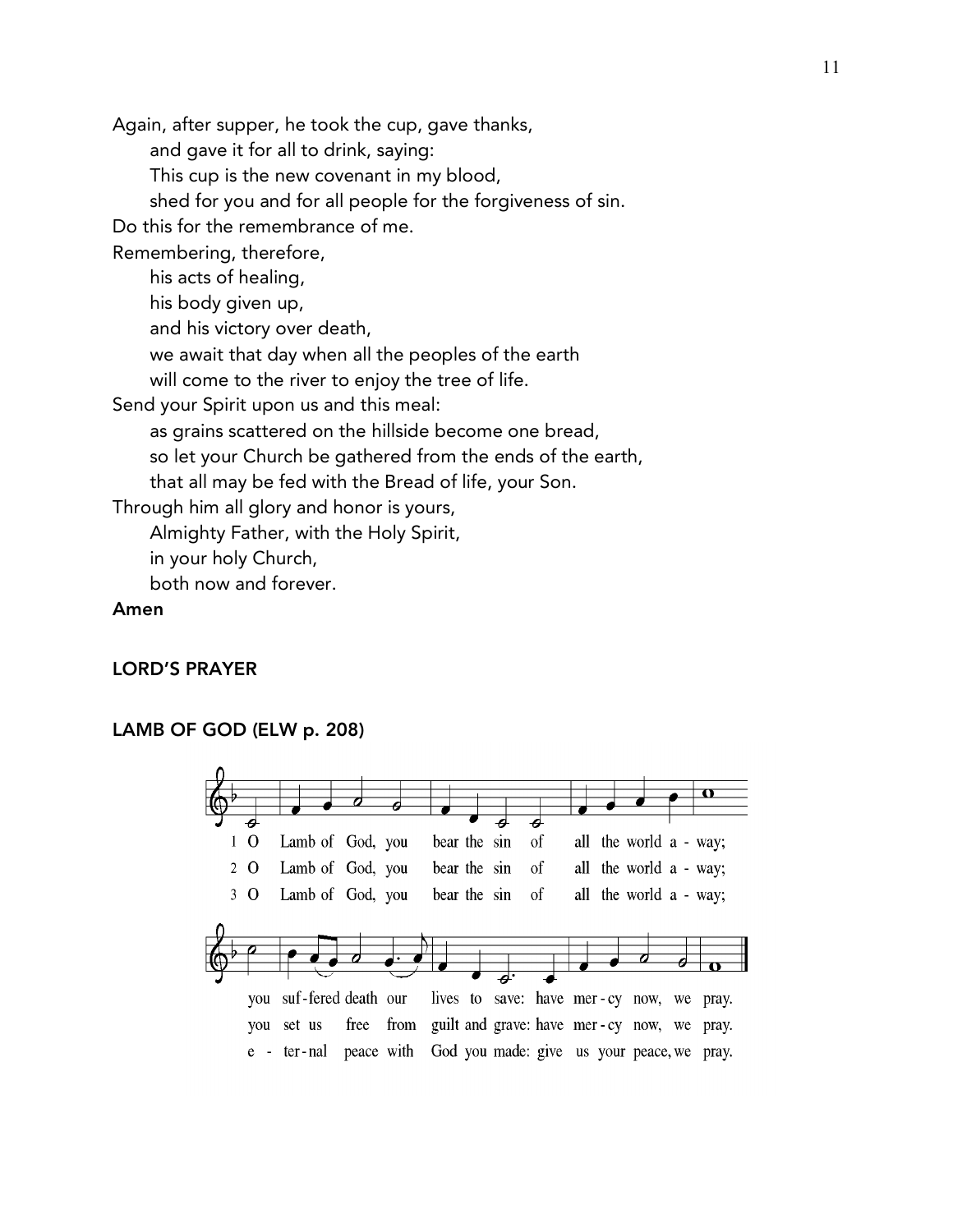Again, after supper, he took the cup, gave thanks,
and gave it for all to drink, saying:
This cup is the new covenant in my blood,
shed for you and for all people for the forgiveness of sin.
Do this for the remembrance of me.
Remembering, therefore,
his acts of healing,
his body given up,
and his victory over death,
we await that day when all the peoples of the earth
will come to the river to enjoy the tree of life.
Send your Spirit upon us and this meal:
as grains scattered on the hillside become one bread,
so let your Church be gathered from the ends of the earth,
that all may be fed with the Bread of life, your Son.
Through him all glory and honor is yours,
Almighty Father, with the Holy Spirit,
in your holy Church,
both now and forever.

**Amen**

**LORD'S PRAYER**

**LAMB OF GOD (ELW p. 208)**

1 O Lamb of God, you bear the sin of all the world a - way; you suf - fered death our lives to save: have mer - cy now, we pray.

2 O Lamb of God, you bear the sin of all the world a - way; you set us free from guilt and grave: have mer - cy now, we pray.

3 O Lamb of God, you bear the sin of all the world a - way; e - ter - nal peace with God you made: give us your peace, we pray.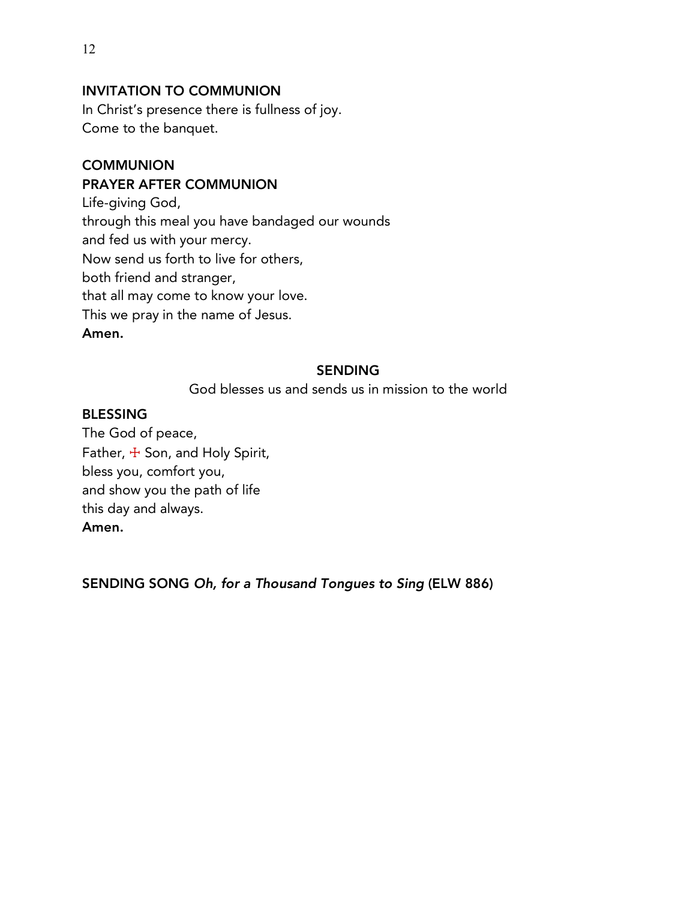## INVITATION TO COMMUNION

In Christ's presence there is fullness of joy.
Come to the banquet.

## COMMUNION

## PRAYER AFTER COMMUNION

Life-giving God,
through this meal you have bandaged our wounds
and fed us with your mercy.
Now send us forth to live for others,
both friend and stranger,
that all may come to know your love.
This we pray in the name of Jesus.
**Amen.**

## SENDING

God blesses us and sends us in mission to the world

## BLESSING

The God of peace,
Father, ☩ Son, and Holy Spirit,
bless you, comfort you,
and show you the path of life
this day and always.
**Amen.**

## SENDING SONG *Oh, for a Thousand Tongues to Sing* (ELW 886)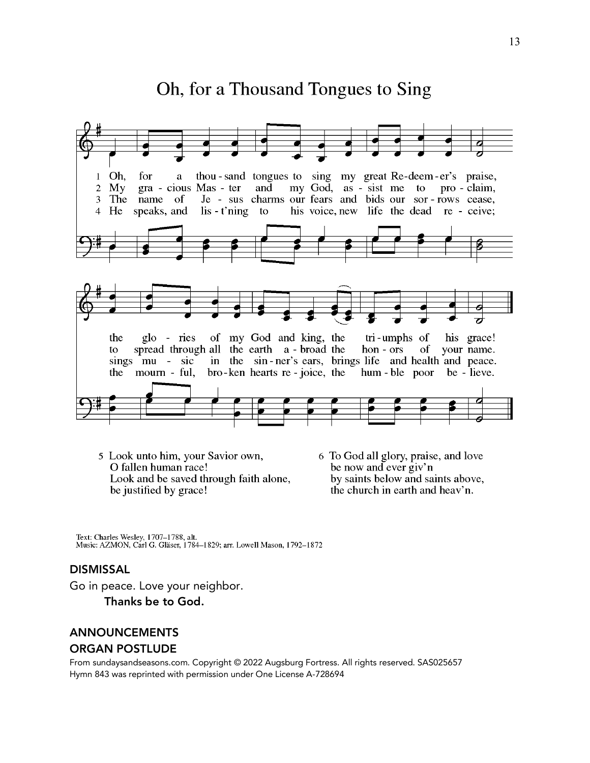## Oh, for a Thousand Tongues to Sing

1 Oh, for a thousand tongues to sing my great Redeemer's praise, the glories of my God and king, the triumphs of his grace!

2 My gracious Master and my God, assist me to proclaim, to spread through all the earth abroad the honors of your name.

3 The name of Jesus charms our fears and bids our sorrows cease, sings music in the sinner's ears, brings life and health and peace.

4 He speaks, and list'ning to his voice, new life the dead receive; the mournful, broken hearts rejoice, the humble poor believe.

5 Look unto him, your Savior own,
O fallen human race!
Look and be saved through faith alone,
be justified by grace!

6 To God all glory, praise, and love
be now and ever giv'n
by saints below and saints above,
the church in earth and heav'n.

Text: Charles Wesley, 1707–1788, alt.
Music: AZMON, Carl G. Gläser, 1784–1829; arr. Lowell Mason, 1792–1872

**DISMISSAL**

Go in peace. Love your neighbor.

**Thanks be to God.**

**ANNOUNCEMENTS**

**ORGAN POSTLUDE**

From sundaysandseasons.com. Copyright © 2022 Augsburg Fortress. All rights reserved. SAS025657
Hymn 843 was reprinted with permission under One License A-728694